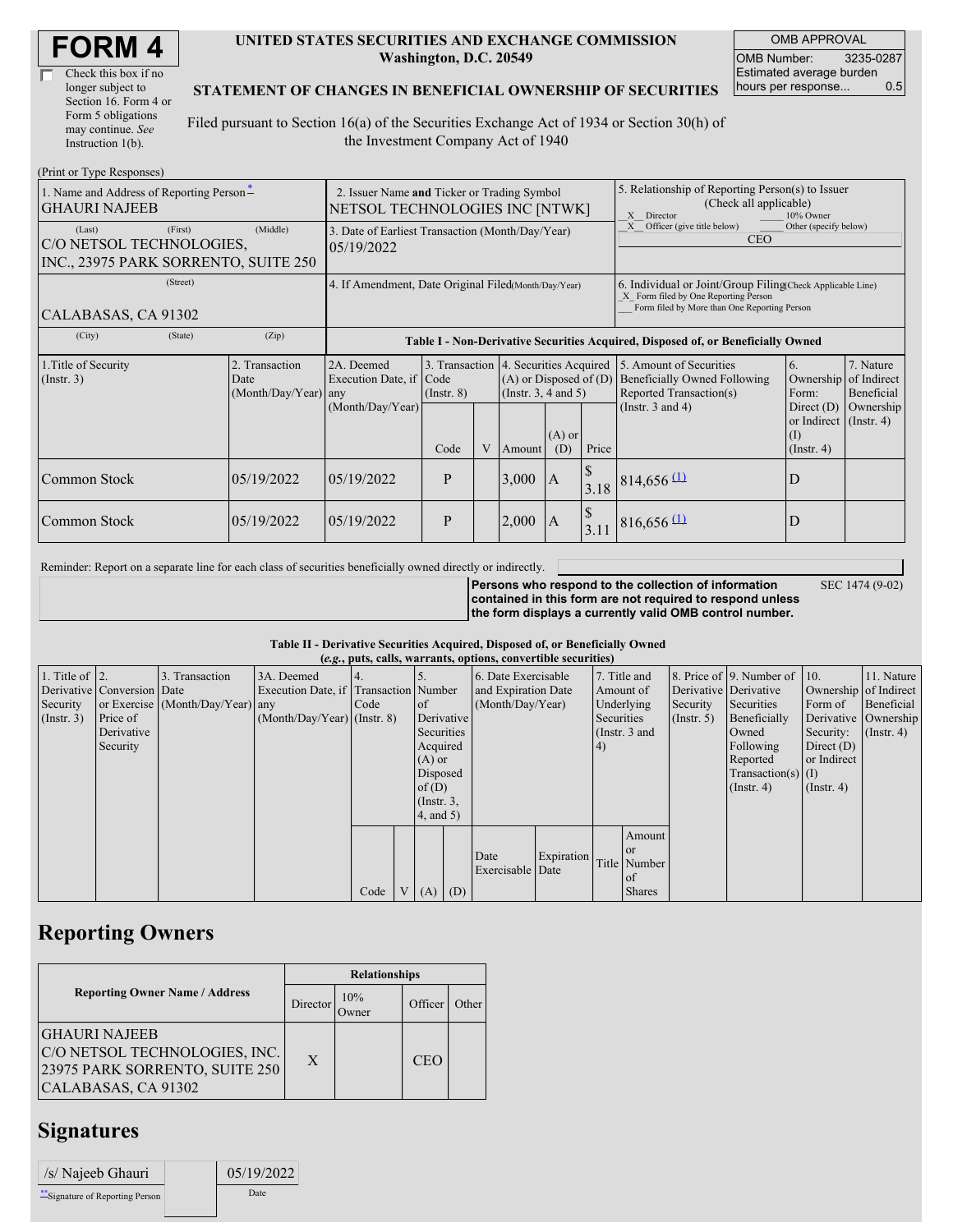# FORM 4

☐ Check this box if no longer subject to Section 16. Form 4 or Form 5 obligations may continue. *See* Instruction 1(b).

**UNITED STATES SECURITIES AND EXCHANGE COMMISSION**
**Washington, D.C. 20549**

**STATEMENT OF CHANGES IN BENEFICIAL OWNERSHIP OF SECURITIES**

Filed pursuant to Section 16(a) of the Securities Exchange Act of 1934 or Section 30(h) of the Investment Company Act of 1940

| OMB APPROVAL | |
|---|---|
| OMB Number: | 3235-0287 |
| Estimated average burden hours per response... | 0.5 |

(Print or Type Responses)

| 1. Name and Address of Reporting Person * | 2. Issuer Name **and** Ticker or Trading Symbol | 5. Relationship of Reporting Person(s) to Issuer (Check all applicable) |
|---|---|---|
| GHAURI NAJEEB | NETSOL TECHNOLOGIES INC [NTWK] | _X_ Director ___ 10% Owner |
| (Last) (First) (Middle) C/O NETSOL TECHNOLOGIES, INC., 23975 PARK SORRENTO, SUITE 250 | 3. Date of Earliest Transaction (Month/Day/Year) 05/19/2022 | _X_ Officer (give title below) ___ Other (specify below) CEO |
| (Street) CALABASAS, CA 91302 | 4. If Amendment, Date Original Filed (Month/Day/Year) | 6. Individual or Joint/Group Filing (Check Applicable Line) _X_ Form filed by One Reporting Person ___ Form filed by More than One Reporting Person |
| (City) (State) (Zip) | | |

**Table I - Non-Derivative Securities Acquired, Disposed of, or Beneficially Owned**

| 1.Title of Security (Instr. 3) | 2. Transaction Date (Month/Day/Year) | 2A. Deemed Execution Date, if any (Month/Day/Year) | 3. Transaction Code (Instr. 8) | | 4. Securities Acquired (A) or Disposed of (D) (Instr. 3, 4 and 5) | | | 5. Amount of Securities Beneficially Owned Following Reported Transaction(s) (Instr. 3 and 4) | 6. Ownership Form: Direct (D) or Indirect (I) (Instr. 4) | 7. Nature of Indirect Beneficial Ownership (Instr. 4) |
|---|---|---|---|---|---|---|---|---|---|---|
| | | | Code | V | Amount | (A) or (D) | Price | | | |
| Common Stock | 05/19/2022 | 05/19/2022 | P | | 3,000 | A | $ 3.18 | 814,656 (1) | D | |
| Common Stock | 05/19/2022 | 05/19/2022 | P | | 2,000 | A | $ 3.11 | 816,656 (1) | D | |

Reminder: Report on a separate line for each class of securities beneficially owned directly or indirectly.

**Persons who respond to the collection of information contained in this form are not required to respond unless the form displays a currently valid OMB control number.** SEC 1474 (9-02)

**Table II - Derivative Securities Acquired, Disposed of, or Beneficially Owned**
**(*e.g.*, puts, calls, warrants, options, convertible securities)**

| 1. Title of Derivative Security (Instr. 3) | 2. Conversion or Exercise Price of Derivative Security | 3. Transaction Date (Month/Day/Year) | 3A. Deemed Execution Date, if any (Month/Day/Year) | 4. Transaction Code (Instr. 8) | | 5. Number of Derivative Securities Acquired (A) or Disposed of (D) (Instr. 3, 4, and 5) | | 6. Date Exercisable and Expiration Date (Month/Day/Year) | | 7. Title and Amount of Underlying Securities (Instr. 3 and 4) | | 8. Price of Derivative Security (Instr. 5) | 9. Number of Derivative Securities Beneficially Owned Following Reported Transaction(s) (Instr. 4) | 10. Ownership Form of Derivative Security: Direct (D) or Indirect (I) (Instr. 4) | 11. Nature of Indirect Beneficial Ownership (Instr. 4) |
|---|---|---|---|---|---|---|---|---|---|---|---|---|---|---|---|
| | | | | Code | V | (A) | (D) | Date Exercisable | Expiration Date | Title | Amount or Number of Shares | | | | |

## Reporting Owners

| Reporting Owner Name / Address | Relationships | | | |
|---|---|---|---|---|
| | Director | 10% Owner | Officer | Other |
| GHAURI NAJEEB C/O NETSOL TECHNOLOGIES, INC. 23975 PARK SORRENTO, SUITE 250 CALABASAS, CA 91302 | X | | CEO | |

## Signatures

| /s/ Najeeb Ghauri | 05/19/2022 |
|---|---|
| **Signature of Reporting Person | Date |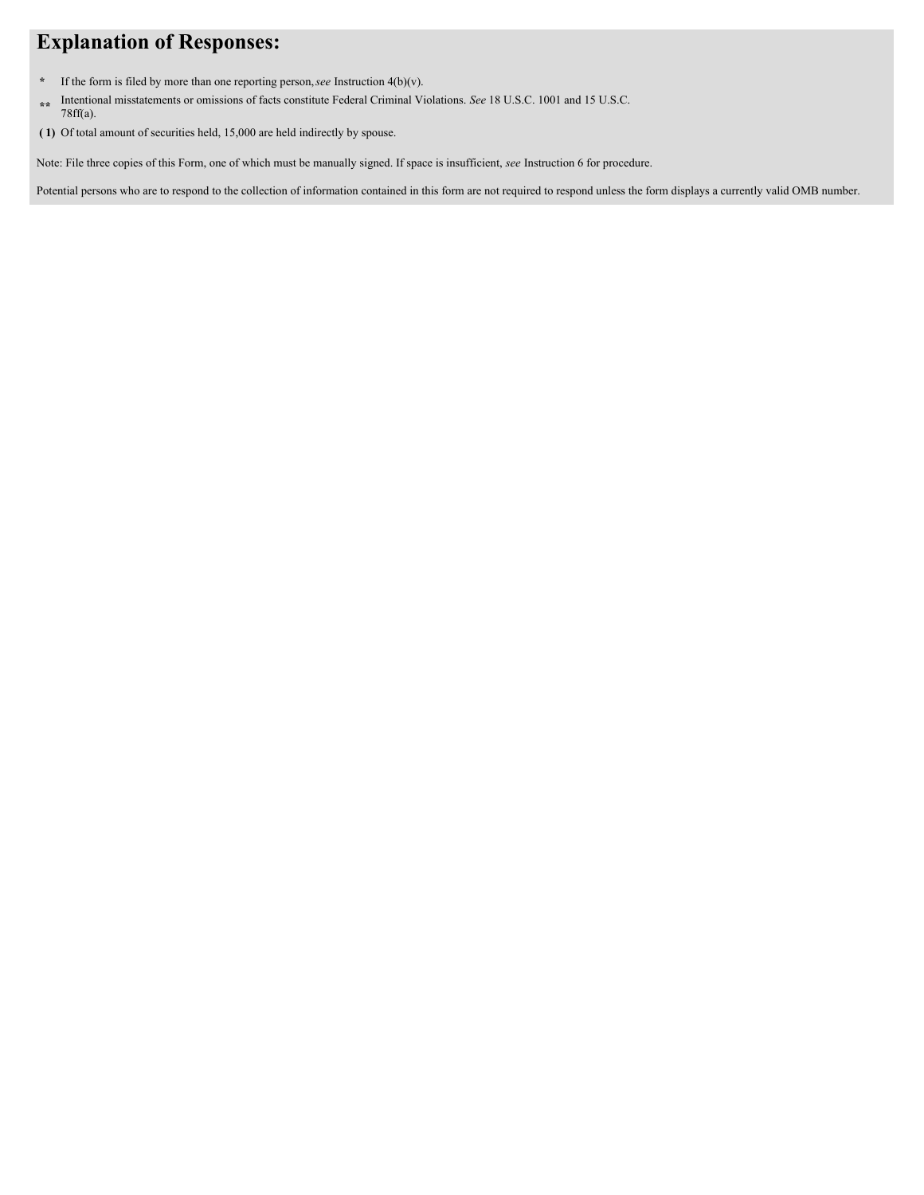# Explanation of Responses:

\* If the form is filed by more than one reporting person, *see* Instruction 4(b)(v).

\*\* Intentional misstatements or omissions of facts constitute Federal Criminal Violations. *See* 18 U.S.C. 1001 and 15 U.S.C. 78ff(a).

( 1) Of total amount of securities held, 15,000 are held indirectly by spouse.

Note: File three copies of this Form, one of which must be manually signed. If space is insufficient, *see* Instruction 6 for procedure.

Potential persons who are to respond to the collection of information contained in this form are not required to respond unless the form displays a currently valid OMB number.